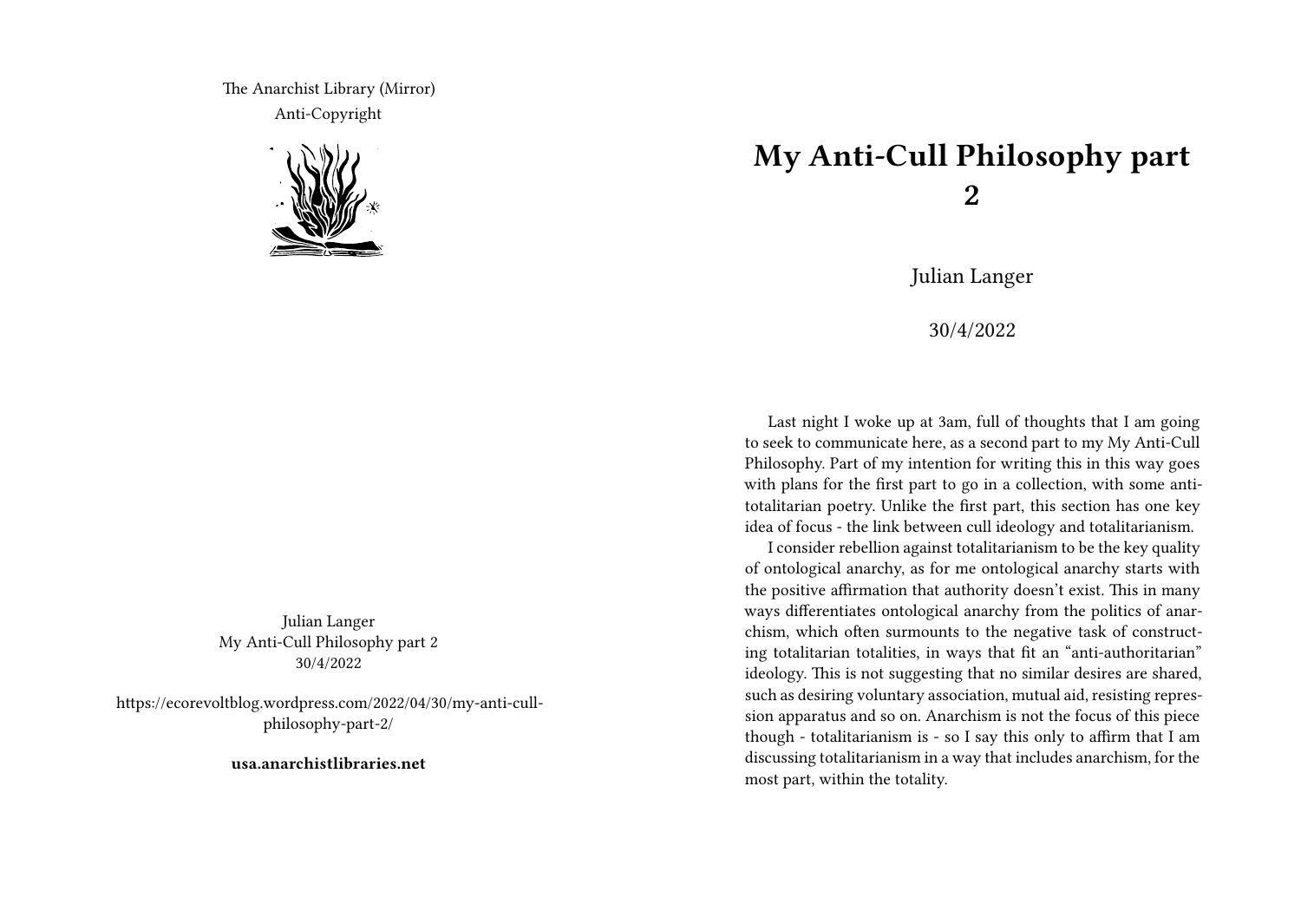The Anarchist Library (Mirror)
Anti-Copyright

Julian Langer
My Anti-Cull Philosophy part 2
30/4/2022

https://ecorevoltblog.wordpress.com/2022/04/30/my-anti-cull-philosophy-part-2/

**usa.anarchistlibraries.net**

# My Anti-Cull Philosophy part 2

Julian Langer

30/4/2022

Last night I woke up at 3am, full of thoughts that I am going to seek to communicate here, as a second part to my My Anti-Cull Philosophy. Part of my intention for writing this in this way goes with plans for the first part to go in a collection, with some anti-totalitarian poetry. Unlike the first part, this section has one key idea of focus - the link between cull ideology and totalitarianism.

I consider rebellion against totalitarianism to be the key quality of ontological anarchy, as for me ontological anarchy starts with the positive affirmation that authority doesn't exist. This in many ways differentiates ontological anarchy from the politics of anarchism, which often surmounts to the negative task of constructing totalitarian totalities, in ways that fit an "anti-authoritarian" ideology. This is not suggesting that no similar desires are shared, such as desiring voluntary association, mutual aid, resisting repression apparatus and so on. Anarchism is not the focus of this piece though - totalitarianism is - so I say this only to affirm that I am discussing totalitarianism in a way that includes anarchism, for the most part, within the totality.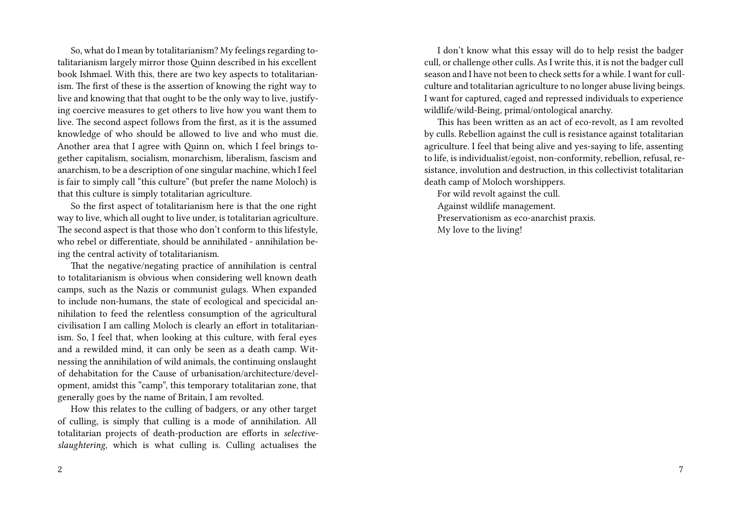So, what do I mean by totalitarianism? My feelings regarding totalitarianism largely mirror those Quinn described in his excellent book Ishmael. With this, there are two key aspects to totalitarianism. The first of these is the assertion of knowing the right way to live and knowing that that ought to be the only way to live, justifying coercive measures to get others to live how you want them to live. The second aspect follows from the first, as it is the assumed knowledge of who should be allowed to live and who must die. Another area that I agree with Quinn on, which I feel brings together capitalism, socialism, monarchism, liberalism, fascism and anarchism, to be a description of one singular machine, which I feel is fair to simply call "this culture" (but prefer the name Moloch) is that this culture is simply totalitarian agriculture.

So the first aspect of totalitarianism here is that the one right way to live, which all ought to live under, is totalitarian agriculture. The second aspect is that those who don't conform to this lifestyle, who rebel or differentiate, should be annihilated - annihilation being the central activity of totalitarianism.

That the negative/negating practice of annihilation is central to totalitarianism is obvious when considering well known death camps, such as the Nazis or communist gulags. When expanded to include non-humans, the state of ecological and specicidal annihilation to feed the relentless consumption of the agricultural civilisation I am calling Moloch is clearly an effort in totalitarianism. So, I feel that, when looking at this culture, with feral eyes and a rewilded mind, it can only be seen as a death camp. Witnessing the annihilation of wild animals, the continuing onslaught of dehabitation for the Cause of urbanisation/architecture/development, amidst this "camp", this temporary totalitarian zone, that generally goes by the name of Britain, I am revolted.

How this relates to the culling of badgers, or any other target of culling, is simply that culling is a mode of annihilation. All totalitarian projects of death-production are efforts in *selective-slaughtering*, which is what culling is. Culling actualises the

I don't know what this essay will do to help resist the badger cull, or challenge other culls. As I write this, it is not the badger cull season and I have not been to check setts for a while. I want for cull-culture and totalitarian agriculture to no longer abuse living beings. I want for captured, caged and repressed individuals to experience wildlife/wild-Being, primal/ontological anarchy.

This has been written as an act of eco-revolt, as I am revolted by culls. Rebellion against the cull is resistance against totalitarian agriculture. I feel that being alive and yes-saying to life, assenting to life, is individualist/egoist, non-conformity, rebellion, refusal, resistance, involution and destruction, in this collectivist totalitarian death camp of Moloch worshippers.

For wild revolt against the cull.
Against wildlife management.
Preservationism as eco-anarchist praxis.
My love to the living!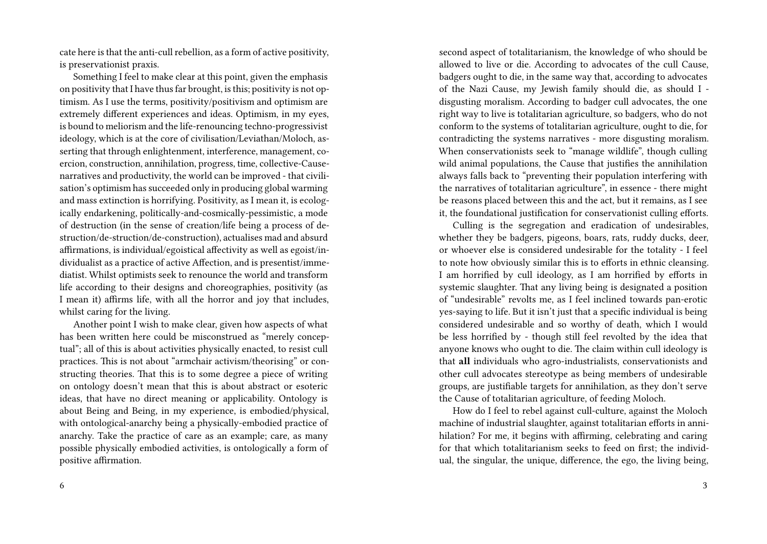cate here is that the anti-cull rebellion, as a form of active positivity, is preservationist praxis.

Something I feel to make clear at this point, given the emphasis on positivity that I have thus far brought, is this; positivity is not optimism. As I use the terms, positivity/positivism and optimism are extremely different experiences and ideas. Optimism, in my eyes, is bound to meliorism and the life-renouncing techno-progressivist ideology, which is at the core of civilisation/Leviathan/Moloch, asserting that through enlightenment, interference, management, coercion, construction, annihilation, progress, time, collective-Cause-narratives and productivity, the world can be improved - that civilisation's optimism has succeeded only in producing global warming and mass extinction is horrifying. Positivity, as I mean it, is ecologically endarkening, politically-and-cosmically-pessimistic, a mode of destruction (in the sense of creation/life being a process of destruction/de-struction/de-construction), actualises mad and absurd affirmations, is individual/egoistical affectivity as well as egoist/individualist as a practice of active Affection, and is presentist/immediatist. Whilst optimists seek to renounce the world and transform life according to their designs and choreographies, positivity (as I mean it) affirms life, with all the horror and joy that includes, whilst caring for the living.

Another point I wish to make clear, given how aspects of what has been written here could be misconstrued as "merely conceptual"; all of this is about activities physically enacted, to resist cull practices. This is not about "armchair activism/theorising" or constructing theories. That this is to some degree a piece of writing on ontology doesn't mean that this is about abstract or esoteric ideas, that have no direct meaning or applicability. Ontology is about Being and Being, in my experience, is embodied/physical, with ontological-anarchy being a physically-embodied practice of anarchy. Take the practice of care as an example; care, as many possible physically embodied activities, is ontologically a form of positive affirmation.

second aspect of totalitarianism, the knowledge of who should be allowed to live or die. According to advocates of the cull Cause, badgers ought to die, in the same way that, according to advocates of the Nazi Cause, my Jewish family should die, as should I - disgusting moralism. According to badger cull advocates, the one right way to live is totalitarian agriculture, so badgers, who do not conform to the systems of totalitarian agriculture, ought to die, for contradicting the systems narratives - more disgusting moralism. When conservationists seek to "manage wildlife", though culling wild animal populations, the Cause that justifies the annihilation always falls back to "preventing their population interfering with the narratives of totalitarian agriculture", in essence - there might be reasons placed between this and the act, but it remains, as I see it, the foundational justification for conservationist culling efforts.

Culling is the segregation and eradication of undesirables, whether they be badgers, pigeons, boars, rats, ruddy ducks, deer, or whoever else is considered undesirable for the totality - I feel to note how obviously similar this is to efforts in ethnic cleansing. I am horrified by cull ideology, as I am horrified by efforts in systemic slaughter. That any living being is designated a position of "undesirable" revolts me, as I feel inclined towards pan-erotic yes-saying to life. But it isn't just that a specific individual is being considered undesirable and so worthy of death, which I would be less horrified by - though still feel revolted by the idea that anyone knows who ought to die. The claim within cull ideology is that **all** individuals who agro-industrialists, conservationists and other cull advocates stereotype as being members of undesirable groups, are justifiable targets for annihilation, as they don't serve the Cause of totalitarian agriculture, of feeding Moloch.

How do I feel to rebel against cull-culture, against the Moloch machine of industrial slaughter, against totalitarian efforts in annihilation? For me, it begins with affirming, celebrating and caring for that which totalitarianism seeks to feed on first; the individual, the singular, the unique, difference, the ego, the living being,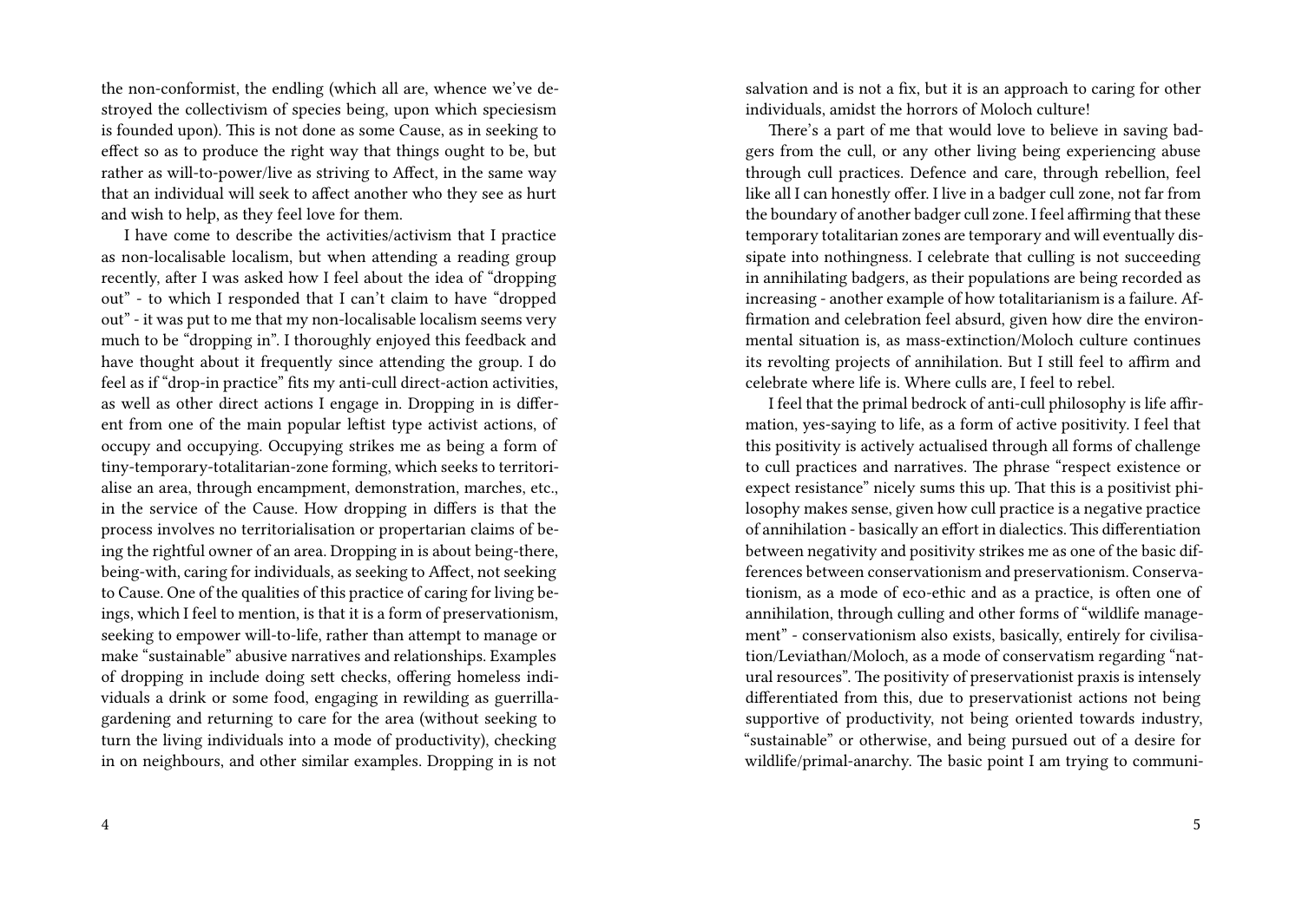the non-conformist, the endling (which all are, whence we've destroyed the collectivism of species being, upon which speciesism is founded upon). This is not done as some Cause, as in seeking to effect so as to produce the right way that things ought to be, but rather as will-to-power/live as striving to Affect, in the same way that an individual will seek to affect another who they see as hurt and wish to help, as they feel love for them.

I have come to describe the activities/activism that I practice as non-localisable localism, but when attending a reading group recently, after I was asked how I feel about the idea of "dropping out" - to which I responded that I can't claim to have "dropped out" - it was put to me that my non-localisable localism seems very much to be "dropping in". I thoroughly enjoyed this feedback and have thought about it frequently since attending the group. I do feel as if "drop-in practice" fits my anti-cull direct-action activities, as well as other direct actions I engage in. Dropping in is different from one of the main popular leftist type activist actions, of occupy and occupying. Occupying strikes me as being a form of tiny-temporary-totalitarian-zone forming, which seeks to territorialise an area, through encampment, demonstration, marches, etc., in the service of the Cause. How dropping in differs is that the process involves no territorialisation or propertarian claims of being the rightful owner of an area. Dropping in is about being-there, being-with, caring for individuals, as seeking to Affect, not seeking to Cause. One of the qualities of this practice of caring for living beings, which I feel to mention, is that it is a form of preservationism, seeking to empower will-to-life, rather than attempt to manage or make "sustainable" abusive narratives and relationships. Examples of dropping in include doing sett checks, offering homeless individuals a drink or some food, engaging in rewilding as guerrilla-gardening and returning to care for the area (without seeking to turn the living individuals into a mode of productivity), checking in on neighbours, and other similar examples. Dropping in is not salvation and is not a fix, but it is an approach to caring for other individuals, amidst the horrors of Moloch culture!

There's a part of me that would love to believe in saving badgers from the cull, or any other living being experiencing abuse through cull practices. Defence and care, through rebellion, feel like all I can honestly offer. I live in a badger cull zone, not far from the boundary of another badger cull zone. I feel affirming that these temporary totalitarian zones are temporary and will eventually dissipate into nothingness. I celebrate that culling is not succeeding in annihilating badgers, as their populations are being recorded as increasing - another example of how totalitarianism is a failure. Affirmation and celebration feel absurd, given how dire the environmental situation is, as mass-extinction/Moloch culture continues its revolting projects of annihilation. But I still feel to affirm and celebrate where life is. Where culls are, I feel to rebel.

I feel that the primal bedrock of anti-cull philosophy is life affirmation, yes-saying to life, as a form of active positivity. I feel that this positivity is actively actualised through all forms of challenge to cull practices and narratives. The phrase "respect existence or expect resistance" nicely sums this up. That this is a positivist philosophy makes sense, given how cull practice is a negative practice of annihilation - basically an effort in dialectics. This differentiation between negativity and positivity strikes me as one of the basic differences between conservationism and preservationism. Conservationism, as a mode of eco-ethic and as a practice, is often one of annihilation, through culling and other forms of "wildlife management" - conservationism also exists, basically, entirely for civilisation/Leviathan/Moloch, as a mode of conservatism regarding "natural resources". The positivity of preservationist praxis is intensely differentiated from this, due to preservationist actions not being supportive of productivity, not being oriented towards industry, "sustainable" or otherwise, and being pursued out of a desire for wildlife/primal-anarchy. The basic point I am trying to communi-